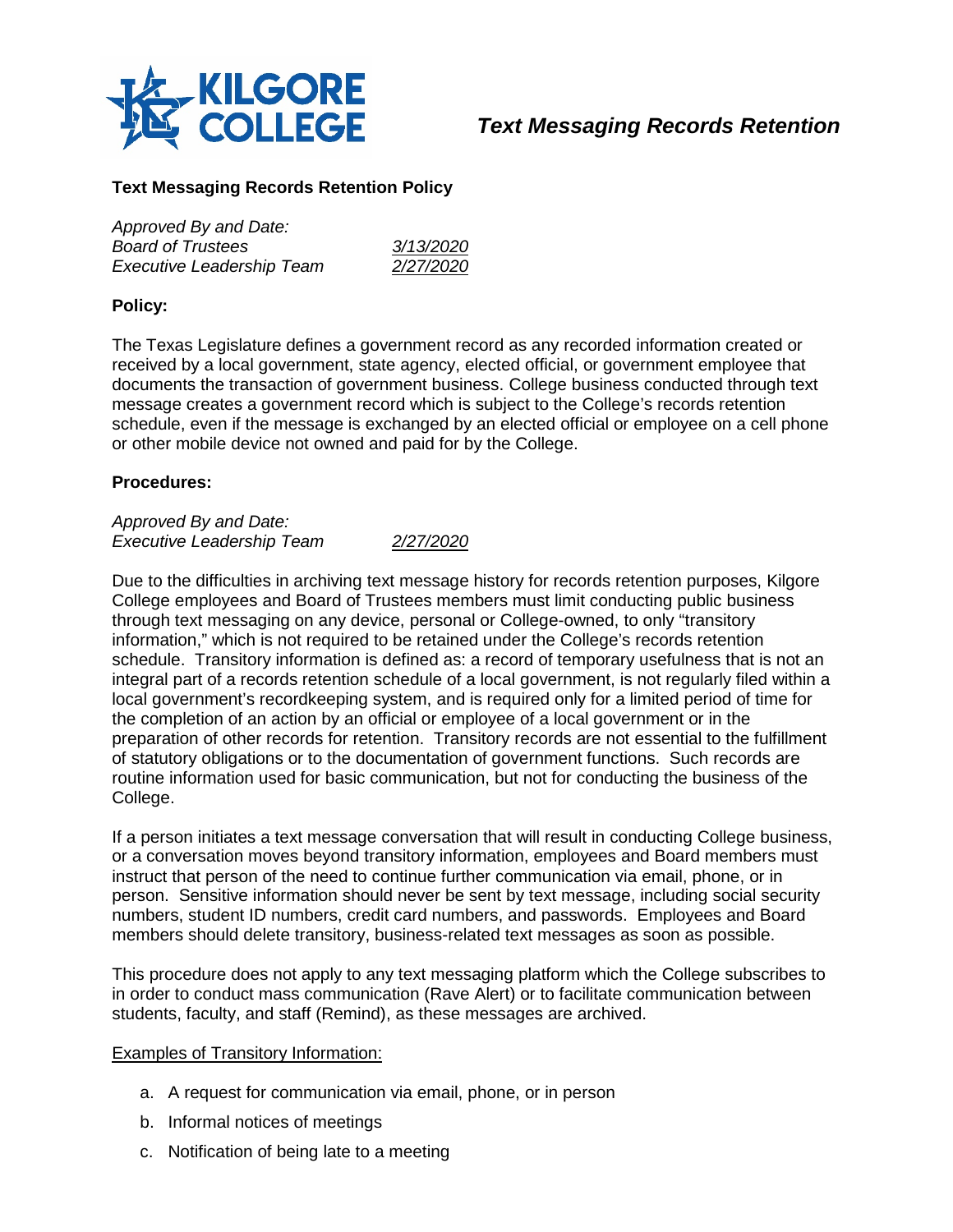# Text Messaging Records Retention

## Text Messaging Records Retention Policy

*Approved By and Date:*
*Board of Trustees* *3/13/2020*
*Executive Leadership Team* *2/27/2020*

### Policy:

The Texas Legislature defines a government record as any recorded information created or received by a local government, state agency, elected official, or government employee that documents the transaction of government business. College business conducted through text message creates a government record which is subject to the College's records retention schedule, even if the message is exchanged by an elected official or employee on a cell phone or other mobile device not owned and paid for by the College.

### Procedures:

*Approved By and Date:*
*Executive Leadership Team* *2/27/2020*

Due to the difficulties in archiving text message history for records retention purposes, Kilgore College employees and Board of Trustees members must limit conducting public business through text messaging on any device, personal or College-owned, to only "transitory information," which is not required to be retained under the College's records retention schedule. Transitory information is defined as: a record of temporary usefulness that is not an integral part of a records retention schedule of a local government, is not regularly filed within a local government's recordkeeping system, and is required only for a limited period of time for the completion of an action by an official or employee of a local government or in the preparation of other records for retention. Transitory records are not essential to the fulfillment of statutory obligations or to the documentation of government functions. Such records are routine information used for basic communication, but not for conducting the business of the College.

If a person initiates a text message conversation that will result in conducting College business, or a conversation moves beyond transitory information, employees and Board members must instruct that person of the need to continue further communication via email, phone, or in person. Sensitive information should never be sent by text message, including social security numbers, student ID numbers, credit card numbers, and passwords. Employees and Board members should delete transitory, business-related text messages as soon as possible.

This procedure does not apply to any text messaging platform which the College subscribes to in order to conduct mass communication (Rave Alert) or to facilitate communication between students, faculty, and staff (Remind), as these messages are archived.

Examples of Transitory Information:

a. A request for communication via email, phone, or in person
b. Informal notices of meetings
c. Notification of being late to a meeting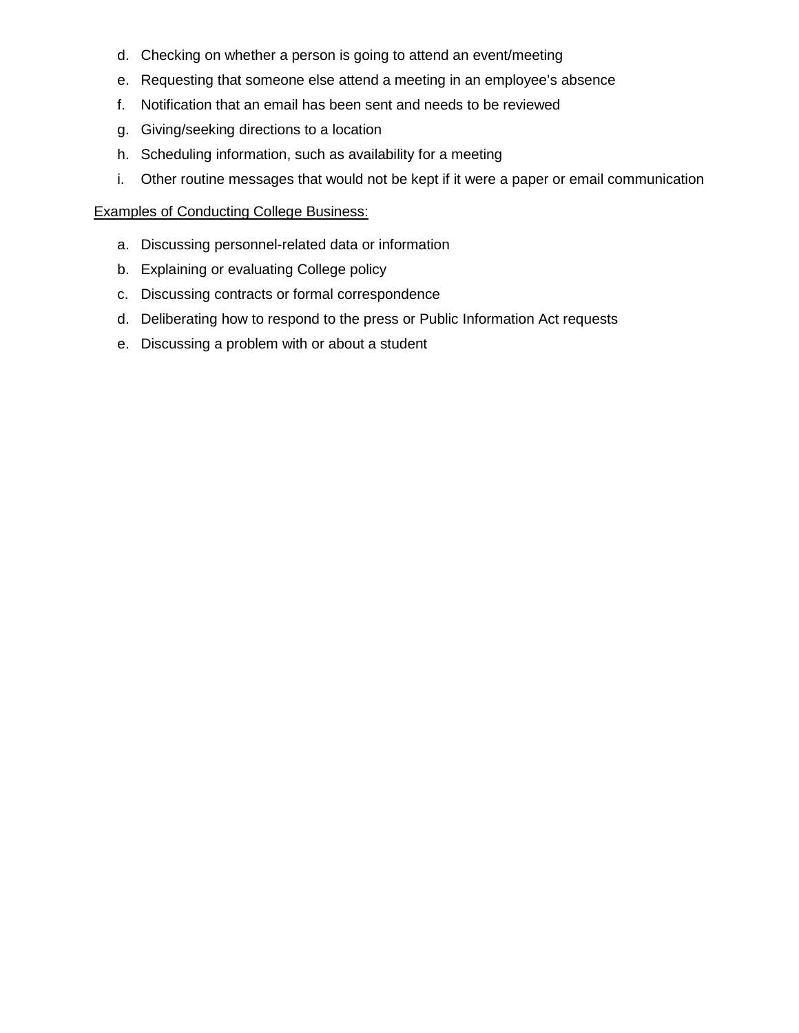d. Checking on whether a person is going to attend an event/meeting
e. Requesting that someone else attend a meeting in an employee's absence
f. Notification that an email has been sent and needs to be reviewed
g. Giving/seeking directions to a location
h. Scheduling information, such as availability for a meeting
i. Other routine messages that would not be kept if it were a paper or email communication

<u>Examples of Conducting College Business:</u>

a. Discussing personnel-related data or information
b. Explaining or evaluating College policy
c. Discussing contracts or formal correspondence
d. Deliberating how to respond to the press or Public Information Act requests
e. Discussing a problem with or about a student